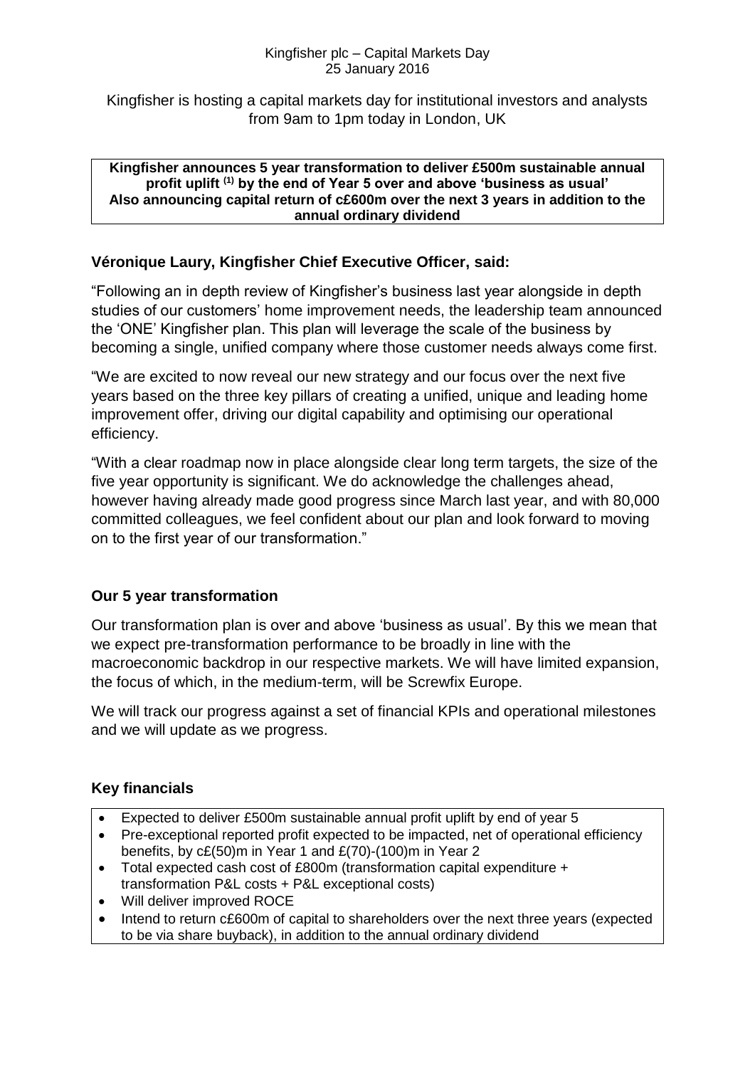Kingfisher plc – Capital Markets Day
25 January 2016

Kingfisher is hosting a capital markets day for institutional investors and analysts from 9am to 1pm today in London, UK

**Kingfisher announces 5 year transformation to deliver £500m sustainable annual profit uplift [(1)] by the end of Year 5 over and above 'business as usual'**
**Also announcing capital return of c£600m over the next 3 years in addition to the annual ordinary dividend**

**Véronique Laury, Kingfisher Chief Executive Officer, said:**

"Following an in depth review of Kingfisher's business last year alongside in depth studies of our customers' home improvement needs, the leadership team announced the 'ONE' Kingfisher plan. This plan will leverage the scale of the business by becoming a single, unified company where those customer needs always come first.

"We are excited to now reveal our new strategy and our focus over the next five years based on the three key pillars of creating a unified, unique and leading home improvement offer, driving our digital capability and optimising our operational efficiency.

"With a clear roadmap now in place alongside clear long term targets, the size of the five year opportunity is significant. We do acknowledge the challenges ahead, however having already made good progress since March last year, and with 80,000 committed colleagues, we feel confident about our plan and look forward to moving on to the first year of our transformation."

## Our 5 year transformation

Our transformation plan is over and above 'business as usual'. By this we mean that we expect pre-transformation performance to be broadly in line with the macroeconomic backdrop in our respective markets. We will have limited expansion, the focus of which, in the medium-term, will be Screwfix Europe.

We will track our progress against a set of financial KPIs and operational milestones and we will update as we progress.

## Key financials

- Expected to deliver £500m sustainable annual profit uplift by end of year 5
- Pre-exceptional reported profit expected to be impacted, net of operational efficiency benefits, by c£(50)m in Year 1 and £(70)-(100)m in Year 2
- Total expected cash cost of £800m (transformation capital expenditure + transformation P&L costs + P&L exceptional costs)
- Will deliver improved ROCE
- Intend to return c£600m of capital to shareholders over the next three years (expected to be via share buyback), in addition to the annual ordinary dividend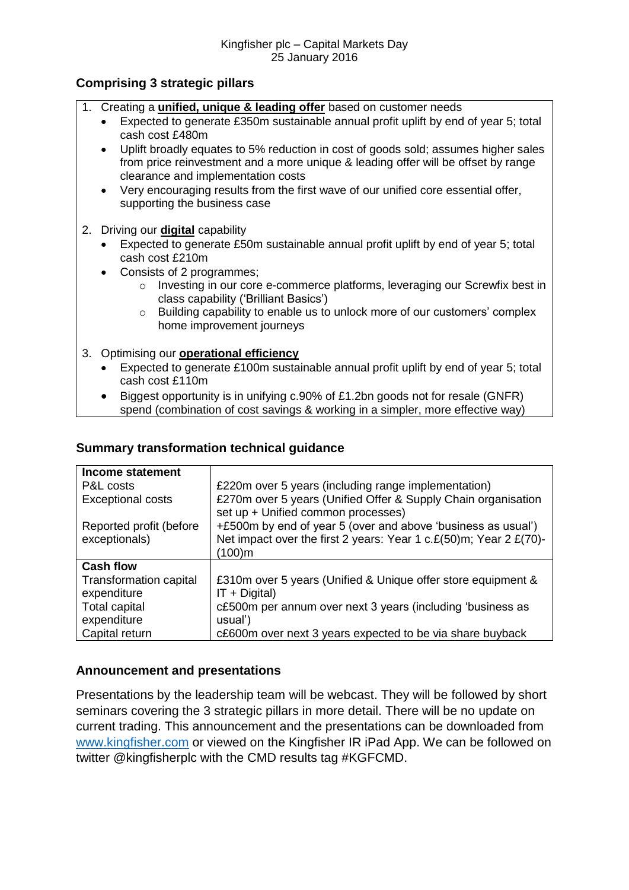## Comprising 3 strategic pillars

1. Creating a **unified, unique & leading offer** based on customer needs
   - Expected to generate £350m sustainable annual profit uplift by end of year 5; total cash cost £480m
   - Uplift broadly equates to 5% reduction in cost of goods sold; assumes higher sales from price reinvestment and a more unique & leading offer will be offset by range clearance and implementation costs
   - Very encouraging results from the first wave of our unified core essential offer, supporting the business case
2. Driving our **digital** capability
   - Expected to generate £50m sustainable annual profit uplift by end of year 5; total cash cost £210m
   - Consists of 2 programmes;
     - Investing in our core e-commerce platforms, leveraging our Screwfix best in class capability ('Brilliant Basics')
     - Building capability to enable us to unlock more of our customers' complex home improvement journeys
3. Optimising our **operational efficiency**
   - Expected to generate £100m sustainable annual profit uplift by end of year 5; total cash cost £110m
   - Biggest opportunity is in unifying c.90% of £1.2bn goods not for resale (GNFR) spend (combination of cost savings & working in a simpler, more effective way)

## Summary transformation technical guidance

| **Income statement** | |
|---|---|
| P&L costs | £220m over 5 years (including range implementation) |
| Exceptional costs | £270m over 5 years (Unified Offer & Supply Chain organisation set up + Unified common processes) |
| Reported profit (before exceptionals) | +£500m by end of year 5 (over and above 'business as usual')<br>Net impact over the first 2 years: Year 1 c.£(50)m; Year 2 £(70)-(100)m |
| **Cash flow** | |
| Transformation capital expenditure | £310m over 5 years (Unified & Unique offer store equipment & IT + Digital) |
| Total capital expenditure | c£500m per annum over next 3 years (including 'business as usual') |
| Capital return | c£600m over next 3 years expected to be via share buyback |

## Announcement and presentations

Presentations by the leadership team will be webcast. They will be followed by short seminars covering the 3 strategic pillars in more detail. There will be no update on current trading. This announcement and the presentations can be downloaded from www.kingfisher.com or viewed on the Kingfisher IR iPad App. We can be followed on twitter @kingfisherplc with the CMD results tag #KGFCMD.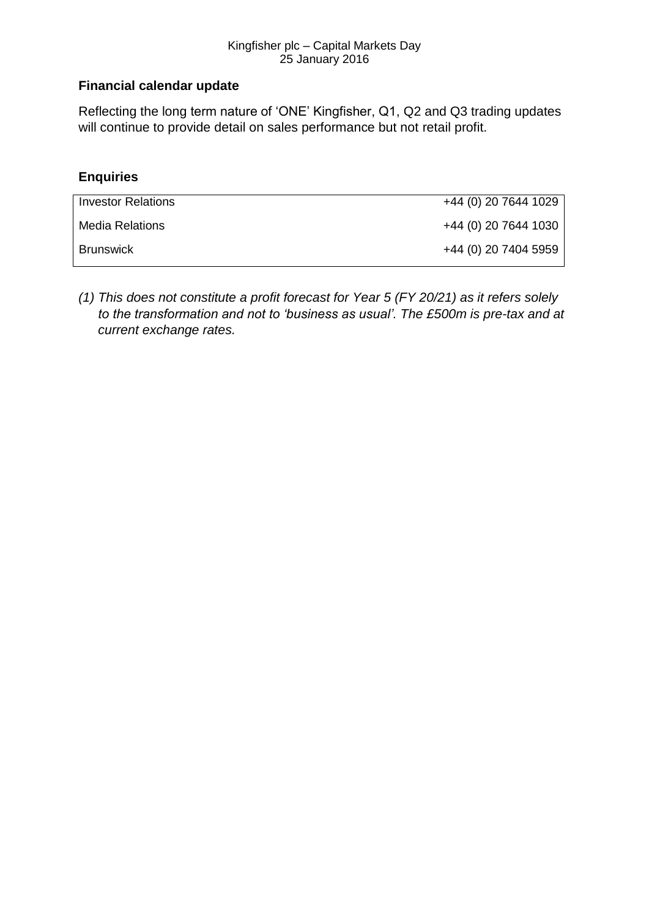**Financial calendar update**

Reflecting the long term nature of 'ONE' Kingfisher, Q1, Q2 and Q3 trading updates will continue to provide detail on sales performance but not retail profit.

**Enquiries**

| | |
|---|---|
| Investor Relations | +44 (0) 20 7644 1029 |
| Media Relations | +44 (0) 20 7644 1030 |
| Brunswick | +44 (0) 20 7404 5959 |

*(1) This does not constitute a profit forecast for Year 5 (FY 20/21) as it refers solely to the transformation and not to 'business as usual'. The £500m is pre-tax and at current exchange rates.*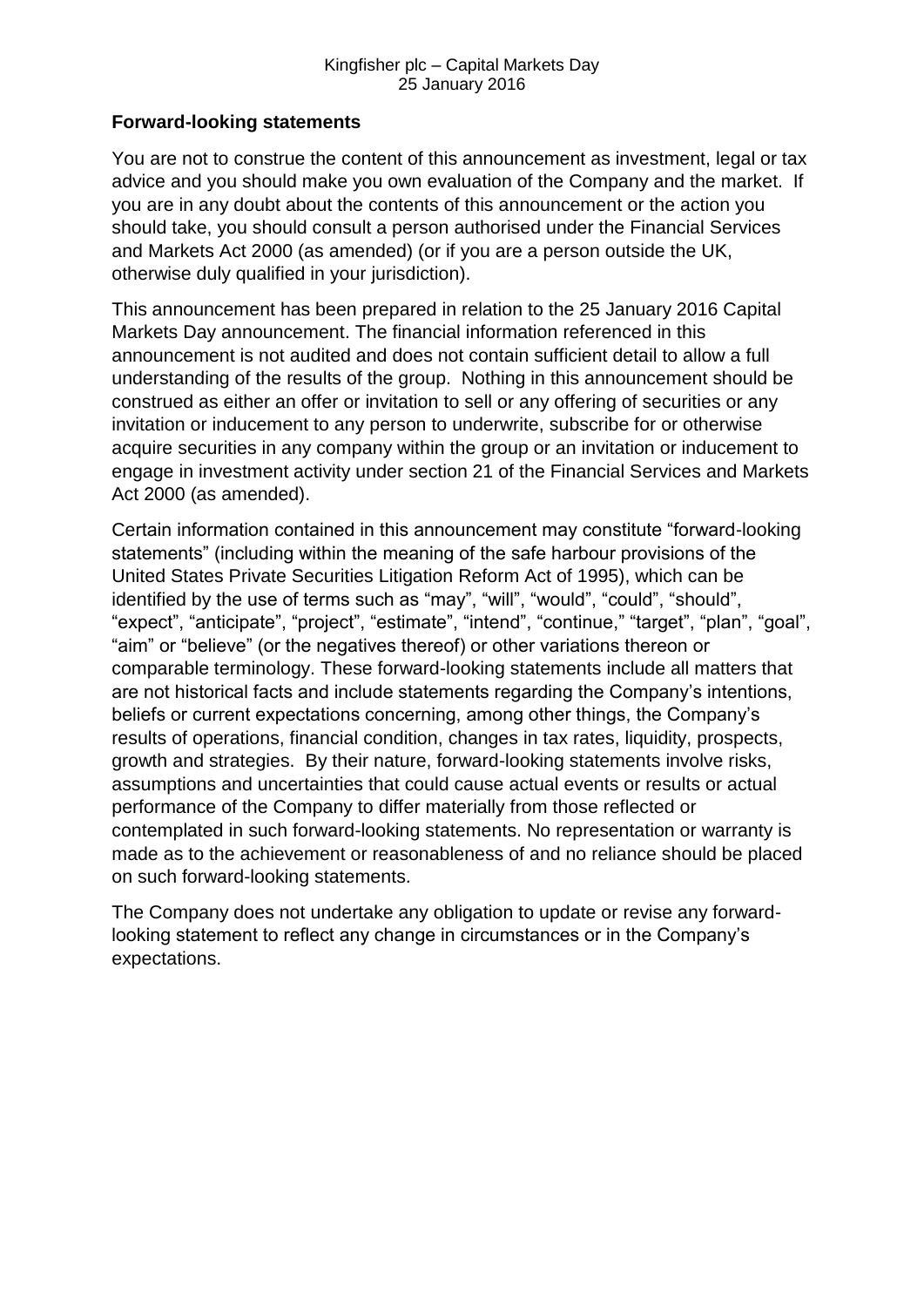## Forward-looking statements

You are not to construe the content of this announcement as investment, legal or tax advice and you should make you own evaluation of the Company and the market. If you are in any doubt about the contents of this announcement or the action you should take, you should consult a person authorised under the Financial Services and Markets Act 2000 (as amended) (or if you are a person outside the UK, otherwise duly qualified in your jurisdiction).

This announcement has been prepared in relation to the 25 January 2016 Capital Markets Day announcement. The financial information referenced in this announcement is not audited and does not contain sufficient detail to allow a full understanding of the results of the group. Nothing in this announcement should be construed as either an offer or invitation to sell or any offering of securities or any invitation or inducement to any person to underwrite, subscribe for or otherwise acquire securities in any company within the group or an invitation or inducement to engage in investment activity under section 21 of the Financial Services and Markets Act 2000 (as amended).

Certain information contained in this announcement may constitute "forward-looking statements" (including within the meaning of the safe harbour provisions of the United States Private Securities Litigation Reform Act of 1995), which can be identified by the use of terms such as "may", "will", "would", "could", "should", "expect", "anticipate", "project", "estimate", "intend", "continue," "target", "plan", "goal", "aim" or "believe" (or the negatives thereof) or other variations thereon or comparable terminology. These forward-looking statements include all matters that are not historical facts and include statements regarding the Company's intentions, beliefs or current expectations concerning, among other things, the Company's results of operations, financial condition, changes in tax rates, liquidity, prospects, growth and strategies. By their nature, forward-looking statements involve risks, assumptions and uncertainties that could cause actual events or results or actual performance of the Company to differ materially from those reflected or contemplated in such forward-looking statements. No representation or warranty is made as to the achievement or reasonableness of and no reliance should be placed on such forward-looking statements.

The Company does not undertake any obligation to update or revise any forward-looking statement to reflect any change in circumstances or in the Company's expectations.